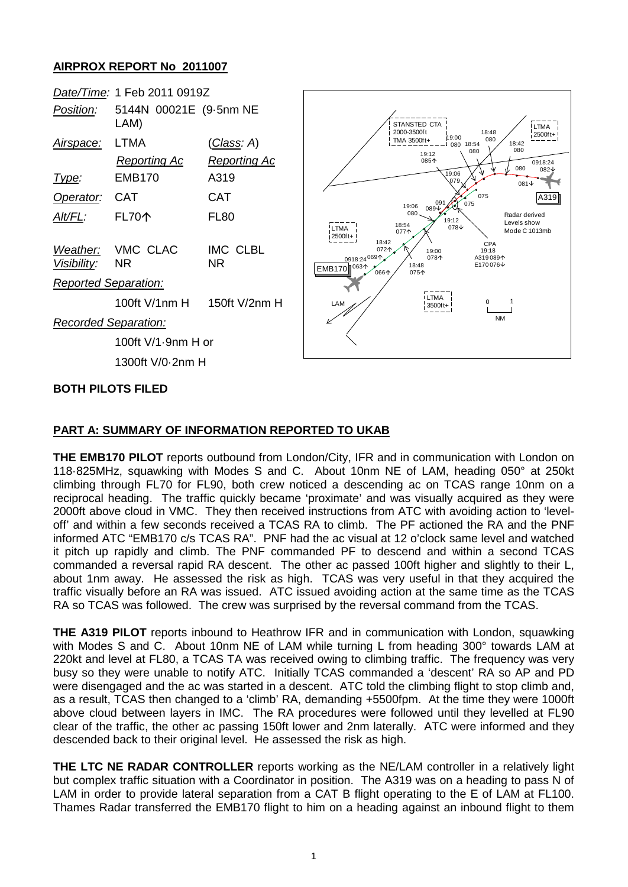## AIRPROX REPORT No 2011007

| | | |
|---|---|---|
| *Date/Time:* | 1 Feb 2011 0919Z | |
| *Position:* | 5144N 00021E (9·5nm NE LAM) | |
| *Airspace:* | LTMA | (*Class*: A) |
| | *Reporting Ac* | *Reporting Ac* |
| *Type:* | EMB170 | A319 |
| *Operator:* | CAT | CAT |
| *Alt/FL:* | FL70↑ | FL80 |
| *Weather:* | VMC CLAC | IMC CLBL |
| *Visibility:* | NR | NR |
| *Reported Separation:* | | |
| | 100ft V/1nm H | 150ft V/2nm H |
| *Recorded Separation:* | | |
| | 100ft V/1·9nm H or | |
| | 1300ft V/0·2nm H | |

**BOTH PILOTS FILED**

## PART A: SUMMARY OF INFORMATION REPORTED TO UKAB

**THE EMB170 PILOT** reports outbound from London/City, IFR and in communication with London on 118·825MHz, squawking with Modes S and C. About 10nm NE of LAM, heading 050° at 250kt climbing through FL70 for FL90, both crew noticed a descending ac on TCAS range 10nm on a reciprocal heading. The traffic quickly became 'proximate' and was visually acquired as they were 2000ft above cloud in VMC. They then received instructions from ATC with avoiding action to 'level-off' and within a few seconds received a TCAS RA to climb. The PF actioned the RA and the PNF informed ATC "EMB170 c/s TCAS RA". PNF had the ac visual at 12 o'clock same level and watched it pitch up rapidly and climb. The PNF commanded PF to descend and within a second TCAS commanded a reversal rapid RA descent. The other ac passed 100ft higher and slightly to their L, about 1nm away. He assessed the risk as high. TCAS was very useful in that they acquired the traffic visually before an RA was issued. ATC issued avoiding action at the same time as the TCAS RA so TCAS was followed. The crew was surprised by the reversal command from the TCAS.

**THE A319 PILOT** reports inbound to Heathrow IFR and in communication with London, squawking with Modes S and C. About 10nm NE of LAM while turning L from heading 300° towards LAM at 220kt and level at FL80, a TCAS TA was received owing to climbing traffic. The frequency was very busy so they were unable to notify ATC. Initially TCAS commanded a 'descent' RA so AP and PD were disengaged and the ac was started in a descent. ATC told the climbing flight to stop climb and, as a result, TCAS then changed to a 'climb' RA, demanding +5500fpm. At the time they were 1000ft above cloud between layers in IMC. The RA procedures were followed until they levelled at FL90 clear of the traffic, the other ac passing 150ft lower and 2nm laterally. ATC were informed and they descended back to their original level. He assessed the risk as high.

**THE LTC NE RADAR CONTROLLER** reports working as the NE/LAM controller in a relatively light but complex traffic situation with a Coordinator in position. The A319 was on a heading to pass N of LAM in order to provide lateral separation from a CAT B flight operating to the E of LAM at FL100. Thames Radar transferred the EMB170 flight to him on a heading against an inbound flight to them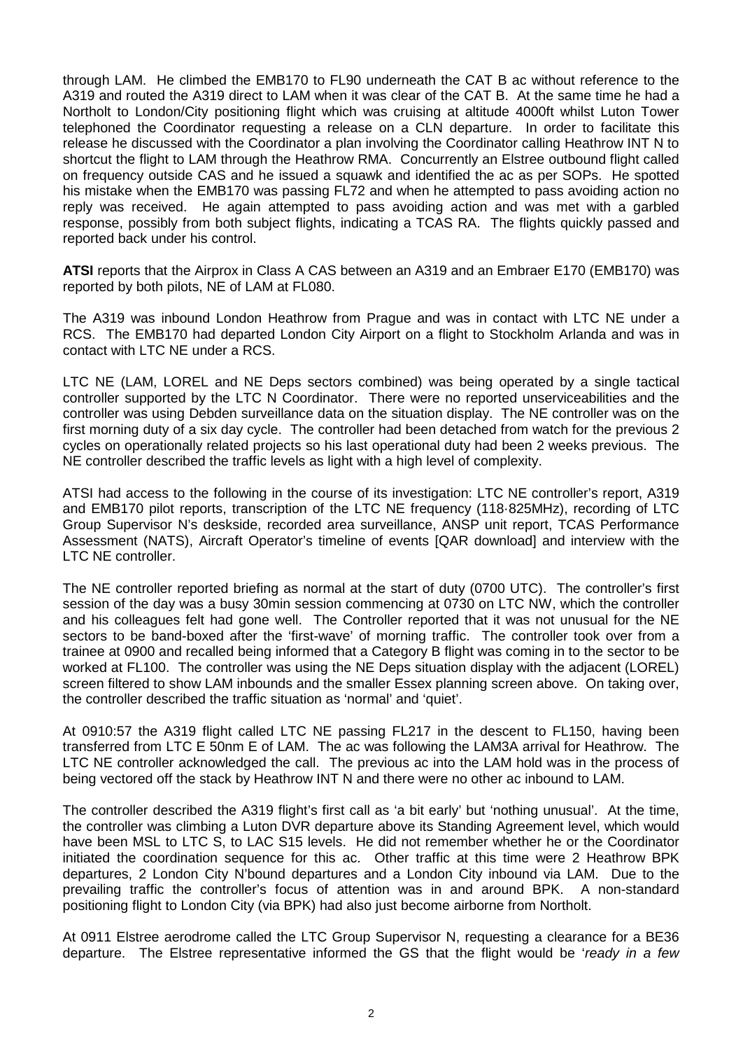through LAM. He climbed the EMB170 to FL90 underneath the CAT B ac without reference to the A319 and routed the A319 direct to LAM when it was clear of the CAT B. At the same time he had a Northolt to London/City positioning flight which was cruising at altitude 4000ft whilst Luton Tower telephoned the Coordinator requesting a release on a CLN departure. In order to facilitate this release he discussed with the Coordinator a plan involving the Coordinator calling Heathrow INT N to shortcut the flight to LAM through the Heathrow RMA. Concurrently an Elstree outbound flight called on frequency outside CAS and he issued a squawk and identified the ac as per SOPs. He spotted his mistake when the EMB170 was passing FL72 and when he attempted to pass avoiding action no reply was received. He again attempted to pass avoiding action and was met with a garbled response, possibly from both subject flights, indicating a TCAS RA. The flights quickly passed and reported back under his control.

**ATSI** reports that the Airprox in Class A CAS between an A319 and an Embraer E170 (EMB170) was reported by both pilots, NE of LAM at FL080.

The A319 was inbound London Heathrow from Prague and was in contact with LTC NE under a RCS. The EMB170 had departed London City Airport on a flight to Stockholm Arlanda and was in contact with LTC NE under a RCS.

LTC NE (LAM, LOREL and NE Deps sectors combined) was being operated by a single tactical controller supported by the LTC N Coordinator. There were no reported unserviceabilities and the controller was using Debden surveillance data on the situation display. The NE controller was on the first morning duty of a six day cycle. The controller had been detached from watch for the previous 2 cycles on operationally related projects so his last operational duty had been 2 weeks previous. The NE controller described the traffic levels as light with a high level of complexity.

ATSI had access to the following in the course of its investigation: LTC NE controller's report, A319 and EMB170 pilot reports, transcription of the LTC NE frequency (118·825MHz), recording of LTC Group Supervisor N's deskside, recorded area surveillance, ANSP unit report, TCAS Performance Assessment (NATS), Aircraft Operator's timeline of events [QAR download] and interview with the LTC NE controller.

The NE controller reported briefing as normal at the start of duty (0700 UTC). The controller's first session of the day was a busy 30min session commencing at 0730 on LTC NW, which the controller and his colleagues felt had gone well. The Controller reported that it was not unusual for the NE sectors to be band-boxed after the 'first-wave' of morning traffic. The controller took over from a trainee at 0900 and recalled being informed that a Category B flight was coming in to the sector to be worked at FL100. The controller was using the NE Deps situation display with the adjacent (LOREL) screen filtered to show LAM inbounds and the smaller Essex planning screen above. On taking over, the controller described the traffic situation as 'normal' and 'quiet'.

At 0910:57 the A319 flight called LTC NE passing FL217 in the descent to FL150, having been transferred from LTC E 50nm E of LAM. The ac was following the LAM3A arrival for Heathrow. The LTC NE controller acknowledged the call. The previous ac into the LAM hold was in the process of being vectored off the stack by Heathrow INT N and there were no other ac inbound to LAM.

The controller described the A319 flight's first call as 'a bit early' but 'nothing unusual'. At the time, the controller was climbing a Luton DVR departure above its Standing Agreement level, which would have been MSL to LTC S, to LAC S15 levels. He did not remember whether he or the Coordinator initiated the coordination sequence for this ac. Other traffic at this time were 2 Heathrow BPK departures, 2 London City N'bound departures and a London City inbound via LAM. Due to the prevailing traffic the controller's focus of attention was in and around BPK. A non-standard positioning flight to London City (via BPK) had also just become airborne from Northolt.

At 0911 Elstree aerodrome called the LTC Group Supervisor N, requesting a clearance for a BE36 departure. The Elstree representative informed the GS that the flight would be '*ready in a few*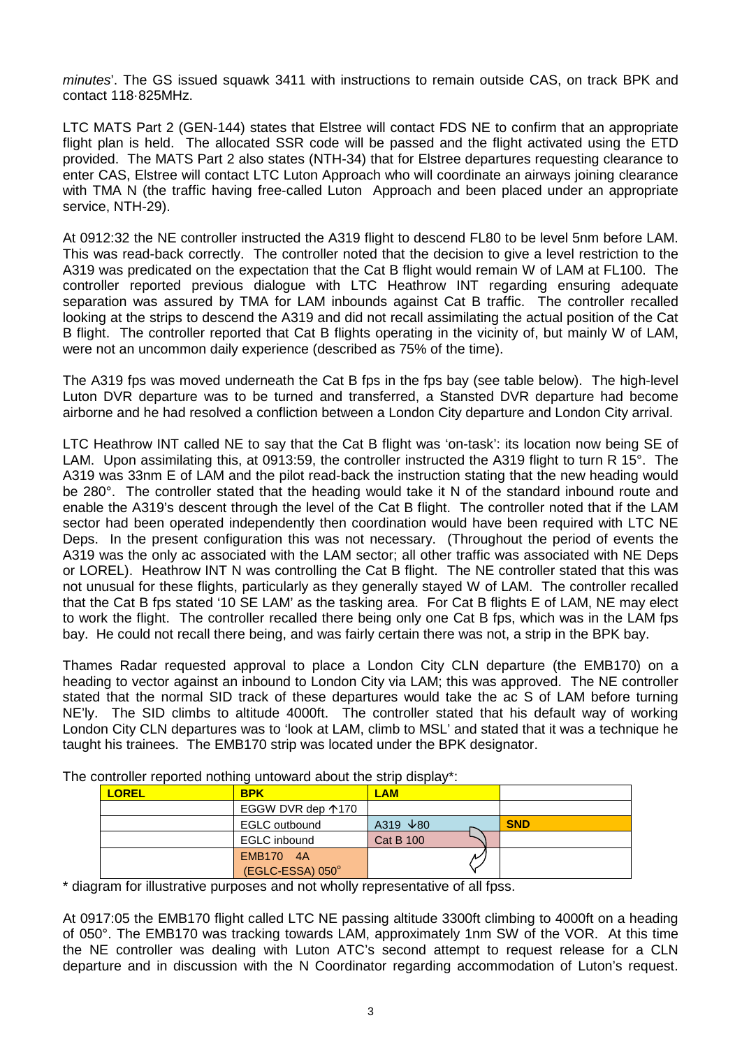*minutes*'. The GS issued squawk 3411 with instructions to remain outside CAS, on track BPK and contact 118·825MHz.

LTC MATS Part 2 (GEN-144) states that Elstree will contact FDS NE to confirm that an appropriate flight plan is held. The allocated SSR code will be passed and the flight activated using the ETD provided. The MATS Part 2 also states (NTH-34) that for Elstree departures requesting clearance to enter CAS, Elstree will contact LTC Luton Approach who will coordinate an airways joining clearance with TMA N (the traffic having free-called Luton Approach and been placed under an appropriate service, NTH-29).

At 0912:32 the NE controller instructed the A319 flight to descend FL80 to be level 5nm before LAM. This was read-back correctly. The controller noted that the decision to give a level restriction to the A319 was predicated on the expectation that the Cat B flight would remain W of LAM at FL100. The controller reported previous dialogue with LTC Heathrow INT regarding ensuring adequate separation was assured by TMA for LAM inbounds against Cat B traffic. The controller recalled looking at the strips to descend the A319 and did not recall assimilating the actual position of the Cat B flight. The controller reported that Cat B flights operating in the vicinity of, but mainly W of LAM, were not an uncommon daily experience (described as 75% of the time).

The A319 fps was moved underneath the Cat B fps in the fps bay (see table below). The high-level Luton DVR departure was to be turned and transferred, a Stansted DVR departure had become airborne and he had resolved a confliction between a London City departure and London City arrival.

LTC Heathrow INT called NE to say that the Cat B flight was 'on-task': its location now being SE of LAM. Upon assimilating this, at 0913:59, the controller instructed the A319 flight to turn R 15°. The A319 was 33nm E of LAM and the pilot read-back the instruction stating that the new heading would be 280°. The controller stated that the heading would take it N of the standard inbound route and enable the A319's descent through the level of the Cat B flight. The controller noted that if the LAM sector had been operated independently then coordination would have been required with LTC NE Deps. In the present configuration this was not necessary. (Throughout the period of events the A319 was the only ac associated with the LAM sector; all other traffic was associated with NE Deps or LOREL). Heathrow INT N was controlling the Cat B flight. The NE controller stated that this was not unusual for these flights, particularly as they generally stayed W of LAM. The controller recalled that the Cat B fps stated '10 SE LAM' as the tasking area. For Cat B flights E of LAM, NE may elect to work the flight. The controller recalled there being only one Cat B fps, which was in the LAM fps bay. He could not recall there being, and was fairly certain there was not, a strip in the BPK bay.

Thames Radar requested approval to place a London City CLN departure (the EMB170) on a heading to vector against an inbound to London City via LAM; this was approved. The NE controller stated that the normal SID track of these departures would take the ac S of LAM before turning NE'ly. The SID climbs to altitude 4000ft. The controller stated that his default way of working London City CLN departures was to 'look at LAM, climb to MSL' and stated that it was a technique he taught his trainees. The EMB170 strip was located under the BPK designator.

The controller reported nothing untoward about the strip display*:

| LOREL | BPK | LAM | |
|---|---|---|---|
| | EGGW DVR dep ↑170 | | |
| | EGLC outbound | A319 ↓80 | SND |
| | EGLC inbound | Cat B 100 | |
| | EMB170 4A (EGLC-ESSA) 050° | | |

\* diagram for illustrative purposes and not wholly representative of all fpss.

At 0917:05 the EMB170 flight called LTC NE passing altitude 3300ft climbing to 4000ft on a heading of 050°. The EMB170 was tracking towards LAM, approximately 1nm SW of the VOR. At this time the NE controller was dealing with Luton ATC's second attempt to request release for a CLN departure and in discussion with the N Coordinator regarding accommodation of Luton's request.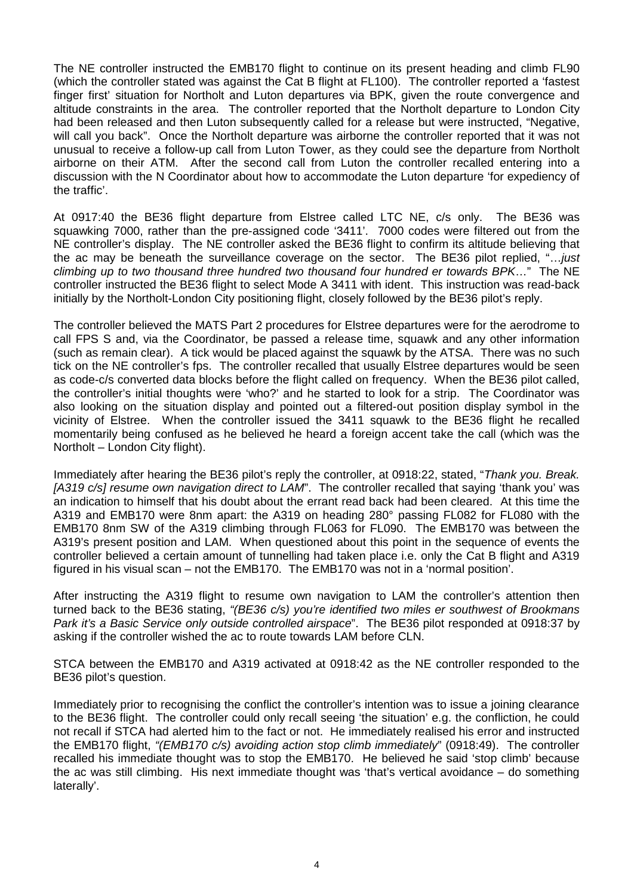The NE controller instructed the EMB170 flight to continue on its present heading and climb FL90 (which the controller stated was against the Cat B flight at FL100). The controller reported a 'fastest finger first' situation for Northolt and Luton departures via BPK, given the route convergence and altitude constraints in the area. The controller reported that the Northolt departure to London City had been released and then Luton subsequently called for a release but were instructed, "Negative, will call you back". Once the Northolt departure was airborne the controller reported that it was not unusual to receive a follow-up call from Luton Tower, as they could see the departure from Northolt airborne on their ATM. After the second call from Luton the controller recalled entering into a discussion with the N Coordinator about how to accommodate the Luton departure 'for expediency of the traffic'.

At 0917:40 the BE36 flight departure from Elstree called LTC NE, c/s only. The BE36 was squawking 7000, rather than the pre-assigned code '3411'. 7000 codes were filtered out from the NE controller's display. The NE controller asked the BE36 flight to confirm its altitude believing that the ac may be beneath the surveillance coverage on the sector. The BE36 pilot replied, "…*just climbing up to two thousand three hundred two thousand four hundred er towards BPK*…" The NE controller instructed the BE36 flight to select Mode A 3411 with ident. This instruction was read-back initially by the Northolt-London City positioning flight, closely followed by the BE36 pilot's reply.

The controller believed the MATS Part 2 procedures for Elstree departures were for the aerodrome to call FPS S and, via the Coordinator, be passed a release time, squawk and any other information (such as remain clear). A tick would be placed against the squawk by the ATSA. There was no such tick on the NE controller's fps. The controller recalled that usually Elstree departures would be seen as code-c/s converted data blocks before the flight called on frequency. When the BE36 pilot called, the controller's initial thoughts were 'who?' and he started to look for a strip. The Coordinator was also looking on the situation display and pointed out a filtered-out position display symbol in the vicinity of Elstree. When the controller issued the 3411 squawk to the BE36 flight he recalled momentarily being confused as he believed he heard a foreign accent take the call (which was the Northolt – London City flight).

Immediately after hearing the BE36 pilot's reply the controller, at 0918:22, stated, "*Thank you. Break. [A319 c/s] resume own navigation direct to LAM*". The controller recalled that saying 'thank you' was an indication to himself that his doubt about the errant read back had been cleared. At this time the A319 and EMB170 were 8nm apart: the A319 on heading 280° passing FL082 for FL080 with the EMB170 8nm SW of the A319 climbing through FL063 for FL090. The EMB170 was between the A319's present position and LAM. When questioned about this point in the sequence of events the controller believed a certain amount of tunnelling had taken place i.e. only the Cat B flight and A319 figured in his visual scan – not the EMB170. The EMB170 was not in a 'normal position'.

After instructing the A319 flight to resume own navigation to LAM the controller's attention then turned back to the BE36 stating, *"(BE36 c/s) you're identified two miles er southwest of Brookmans Park it's a Basic Service only outside controlled airspace*". The BE36 pilot responded at 0918:37 by asking if the controller wished the ac to route towards LAM before CLN.

STCA between the EMB170 and A319 activated at 0918:42 as the NE controller responded to the BE36 pilot's question.

Immediately prior to recognising the conflict the controller's intention was to issue a joining clearance to the BE36 flight. The controller could only recall seeing 'the situation' e.g. the confliction, he could not recall if STCA had alerted him to the fact or not. He immediately realised his error and instructed the EMB170 flight, *"(EMB170 c/s) avoiding action stop climb immediately*" (0918:49). The controller recalled his immediate thought was to stop the EMB170. He believed he said 'stop climb' because the ac was still climbing. His next immediate thought was 'that's vertical avoidance – do something laterally'.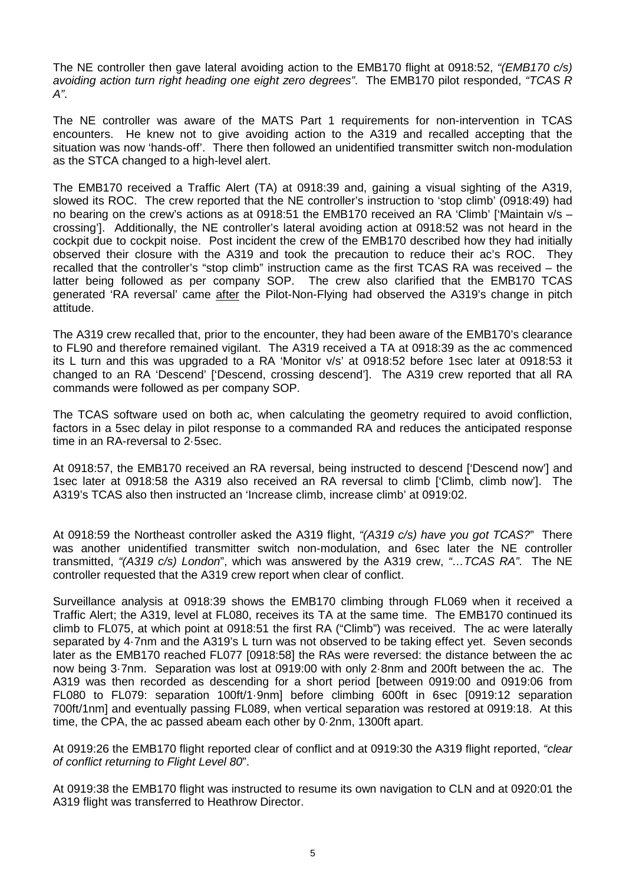The NE controller then gave lateral avoiding action to the EMB170 flight at 0918:52, *"(EMB170 c/s) avoiding action turn right heading one eight zero degrees"*. The EMB170 pilot responded, *"TCAS R A"*.

The NE controller was aware of the MATS Part 1 requirements for non-intervention in TCAS encounters. He knew not to give avoiding action to the A319 and recalled accepting that the situation was now 'hands-off'. There then followed an unidentified transmitter switch non-modulation as the STCA changed to a high-level alert.

The EMB170 received a Traffic Alert (TA) at 0918:39 and, gaining a visual sighting of the A319, slowed its ROC. The crew reported that the NE controller's instruction to 'stop climb' (0918:49) had no bearing on the crew's actions as at 0918:51 the EMB170 received an RA 'Climb' ['Maintain v/s – crossing']. Additionally, the NE controller's lateral avoiding action at 0918:52 was not heard in the cockpit due to cockpit noise. Post incident the crew of the EMB170 described how they had initially observed their closure with the A319 and took the precaution to reduce their ac's ROC. They recalled that the controller's "stop climb" instruction came as the first TCAS RA was received – the latter being followed as per company SOP. The crew also clarified that the EMB170 TCAS generated 'RA reversal' came <u>after</u> the Pilot-Non-Flying had observed the A319's change in pitch attitude.

The A319 crew recalled that, prior to the encounter, they had been aware of the EMB170's clearance to FL90 and therefore remained vigilant. The A319 received a TA at 0918:39 as the ac commenced its L turn and this was upgraded to a RA 'Monitor v/s' at 0918:52 before 1sec later at 0918:53 it changed to an RA 'Descend' ['Descend, crossing descend']. The A319 crew reported that all RA commands were followed as per company SOP.

The TCAS software used on both ac, when calculating the geometry required to avoid confliction, factors in a 5sec delay in pilot response to a commanded RA and reduces the anticipated response time in an RA-reversal to 2·5sec.

At 0918:57, the EMB170 received an RA reversal, being instructed to descend ['Descend now'] and 1sec later at 0918:58 the A319 also received an RA reversal to climb ['Climb, climb now']. The A319's TCAS also then instructed an 'Increase climb, increase climb' at 0919:02.

At 0918:59 the Northeast controller asked the A319 flight, *"(A319 c/s) have you got TCAS?"* There was another unidentified transmitter switch non-modulation, and 6sec later the NE controller transmitted, *"(A319 c/s) London"*, which was answered by the A319 crew, *"…TCAS RA"*. The NE controller requested that the A319 crew report when clear of conflict.

Surveillance analysis at 0918:39 shows the EMB170 climbing through FL069 when it received a Traffic Alert; the A319, level at FL080, receives its TA at the same time. The EMB170 continued its climb to FL075, at which point at 0918:51 the first RA ("Climb") was received. The ac were laterally separated by 4·7nm and the A319's L turn was not observed to be taking effect yet. Seven seconds later as the EMB170 reached FL077 [0918:58] the RAs were reversed: the distance between the ac now being 3·7nm. Separation was lost at 0919:00 with only 2·8nm and 200ft between the ac. The A319 was then recorded as descending for a short period [between 0919:00 and 0919:06 from FL080 to FL079: separation 100ft/1·9nm] before climbing 600ft in 6sec [0919:12 separation 700ft/1nm] and eventually passing FL089, when vertical separation was restored at 0919:18. At this time, the CPA, the ac passed abeam each other by 0·2nm, 1300ft apart.

At 0919:26 the EMB170 flight reported clear of conflict and at 0919:30 the A319 flight reported, *"clear of conflict returning to Flight Level 80"*.

At 0919:38 the EMB170 flight was instructed to resume its own navigation to CLN and at 0920:01 the A319 flight was transferred to Heathrow Director.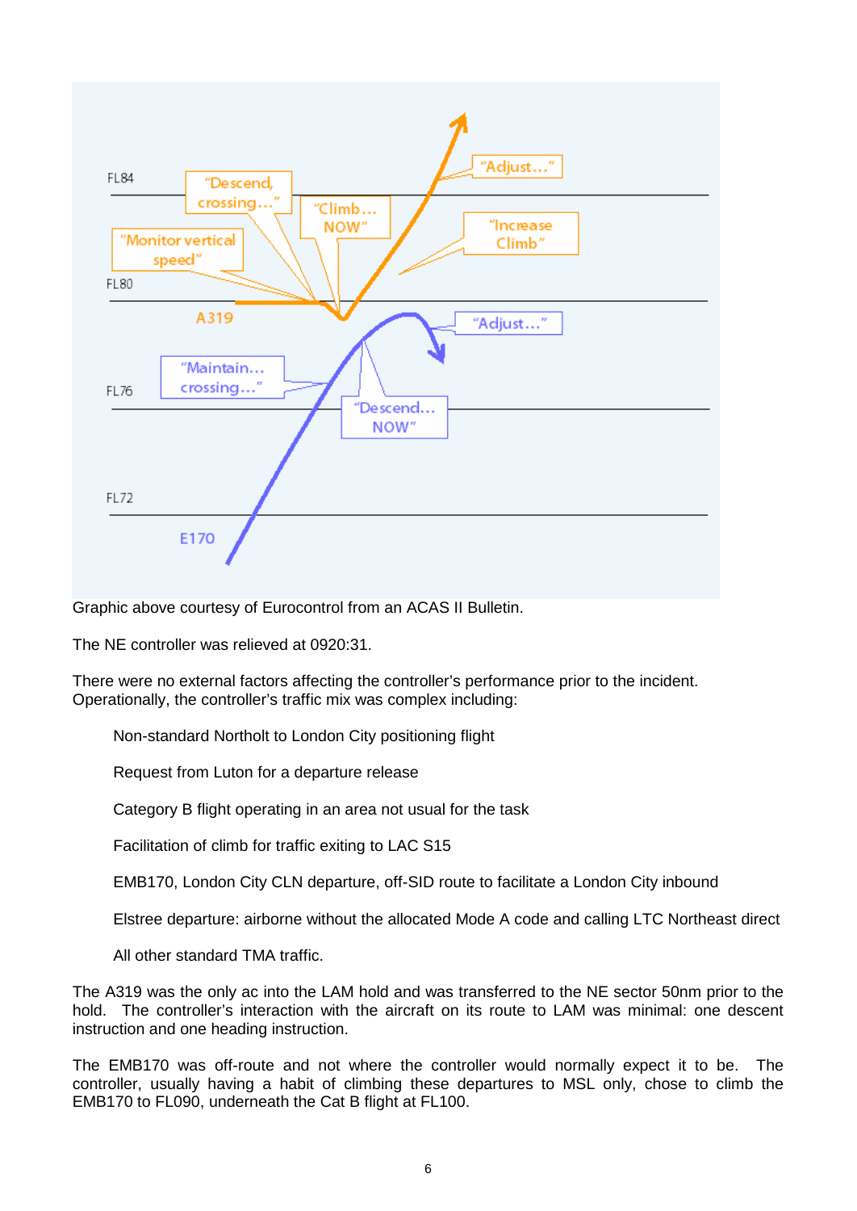Graphic above courtesy of Eurocontrol from an ACAS II Bulletin.

The NE controller was relieved at 0920:31.

There were no external factors affecting the controller's performance prior to the incident. Operationally, the controller's traffic mix was complex including:

Non-standard Northolt to London City positioning flight

Request from Luton for a departure release

Category B flight operating in an area not usual for the task

Facilitation of climb for traffic exiting to LAC S15

EMB170, London City CLN departure, off-SID route to facilitate a London City inbound

Elstree departure: airborne without the allocated Mode A code and calling LTC Northeast direct

All other standard TMA traffic.

The A319 was the only ac into the LAM hold and was transferred to the NE sector 50nm prior to the hold. The controller's interaction with the aircraft on its route to LAM was minimal: one descent instruction and one heading instruction.

The EMB170 was off-route and not where the controller would normally expect it to be. The controller, usually having a habit of climbing these departures to MSL only, chose to climb the EMB170 to FL090, underneath the Cat B flight at FL100.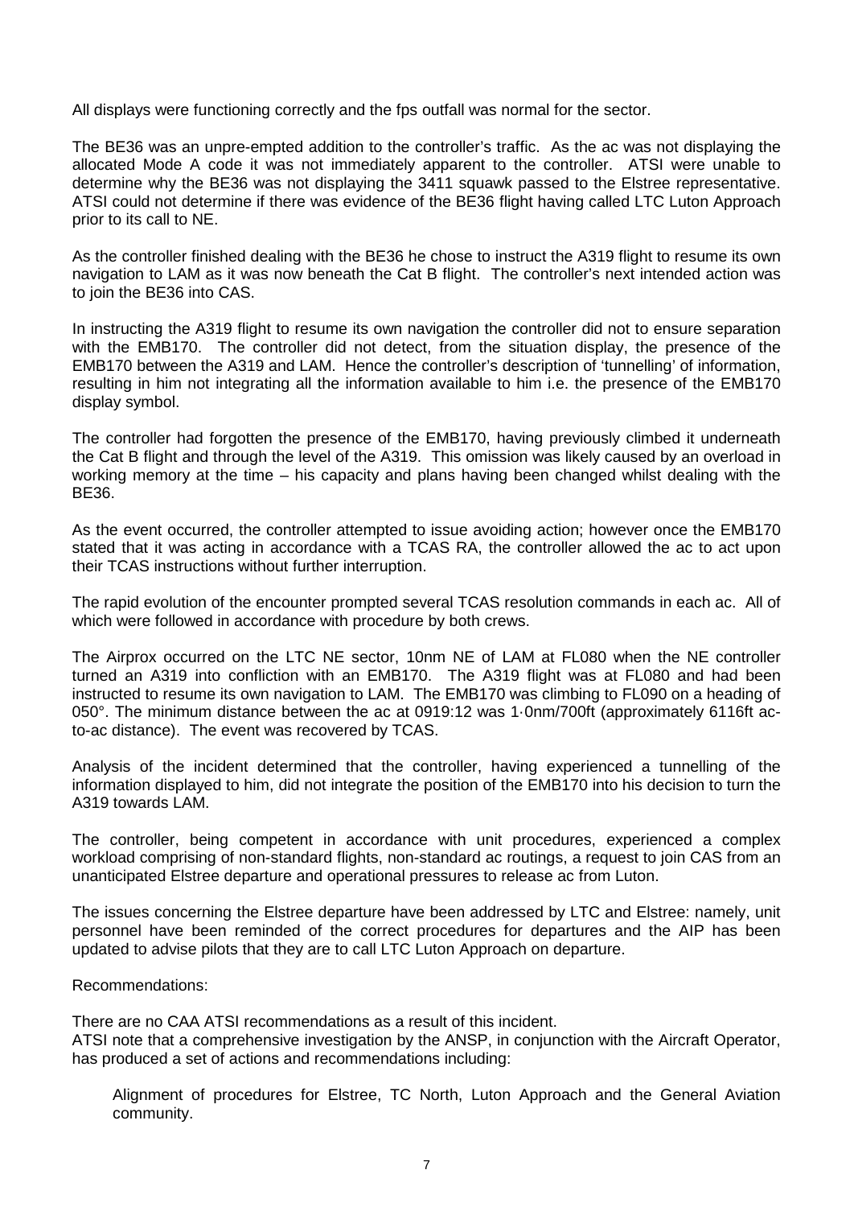All displays were functioning correctly and the fps outfall was normal for the sector.

The BE36 was an unpre-empted addition to the controller's traffic. As the ac was not displaying the allocated Mode A code it was not immediately apparent to the controller. ATSI were unable to determine why the BE36 was not displaying the 3411 squawk passed to the Elstree representative. ATSI could not determine if there was evidence of the BE36 flight having called LTC Luton Approach prior to its call to NE.

As the controller finished dealing with the BE36 he chose to instruct the A319 flight to resume its own navigation to LAM as it was now beneath the Cat B flight. The controller's next intended action was to join the BE36 into CAS.

In instructing the A319 flight to resume its own navigation the controller did not to ensure separation with the EMB170. The controller did not detect, from the situation display, the presence of the EMB170 between the A319 and LAM. Hence the controller's description of 'tunnelling' of information, resulting in him not integrating all the information available to him i.e. the presence of the EMB170 display symbol.

The controller had forgotten the presence of the EMB170, having previously climbed it underneath the Cat B flight and through the level of the A319. This omission was likely caused by an overload in working memory at the time – his capacity and plans having been changed whilst dealing with the BE36.

As the event occurred, the controller attempted to issue avoiding action; however once the EMB170 stated that it was acting in accordance with a TCAS RA, the controller allowed the ac to act upon their TCAS instructions without further interruption.

The rapid evolution of the encounter prompted several TCAS resolution commands in each ac. All of which were followed in accordance with procedure by both crews.

The Airprox occurred on the LTC NE sector, 10nm NE of LAM at FL080 when the NE controller turned an A319 into confliction with an EMB170. The A319 flight was at FL080 and had been instructed to resume its own navigation to LAM. The EMB170 was climbing to FL090 on a heading of 050°. The minimum distance between the ac at 0919:12 was 1·0nm/700ft (approximately 6116ft ac-to-ac distance). The event was recovered by TCAS.

Analysis of the incident determined that the controller, having experienced a tunnelling of the information displayed to him, did not integrate the position of the EMB170 into his decision to turn the A319 towards LAM.

The controller, being competent in accordance with unit procedures, experienced a complex workload comprising of non-standard flights, non-standard ac routings, a request to join CAS from an unanticipated Elstree departure and operational pressures to release ac from Luton.

The issues concerning the Elstree departure have been addressed by LTC and Elstree: namely, unit personnel have been reminded of the correct procedures for departures and the AIP has been updated to advise pilots that they are to call LTC Luton Approach on departure.

Recommendations:

There are no CAA ATSI recommendations as a result of this incident.
ATSI note that a comprehensive investigation by the ANSP, in conjunction with the Aircraft Operator, has produced a set of actions and recommendations including:

> Alignment of procedures for Elstree, TC North, Luton Approach and the General Aviation community.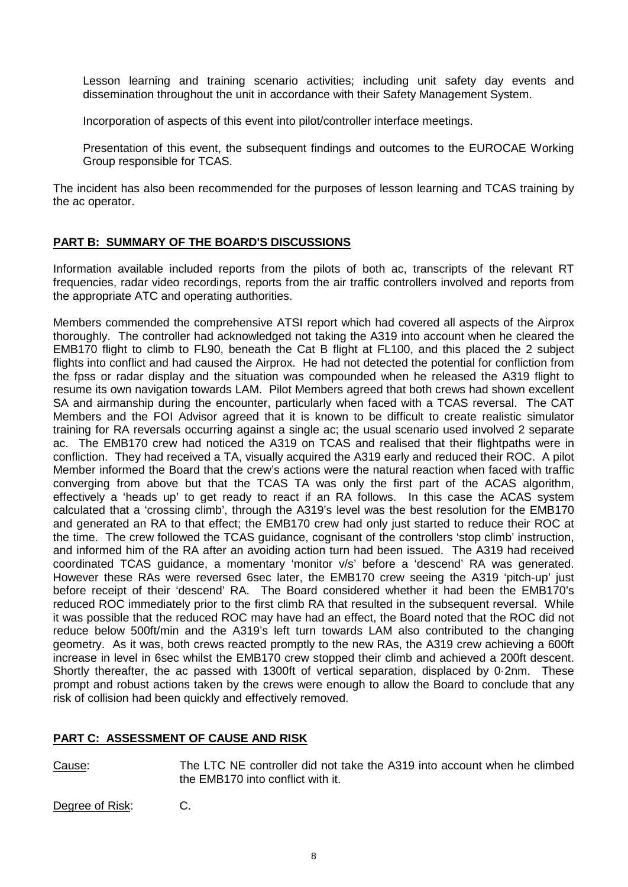Lesson learning and training scenario activities; including unit safety day events and dissemination throughout the unit in accordance with their Safety Management System.

Incorporation of aspects of this event into pilot/controller interface meetings.

Presentation of this event, the subsequent findings and outcomes to the EUROCAE Working Group responsible for TCAS.

The incident has also been recommended for the purposes of lesson learning and TCAS training by the ac operator.

## PART B: SUMMARY OF THE BOARD'S DISCUSSIONS

Information available included reports from the pilots of both ac, transcripts of the relevant RT frequencies, radar video recordings, reports from the air traffic controllers involved and reports from the appropriate ATC and operating authorities.

Members commended the comprehensive ATSI report which had covered all aspects of the Airprox thoroughly. The controller had acknowledged not taking the A319 into account when he cleared the EMB170 flight to climb to FL90, beneath the Cat B flight at FL100, and this placed the 2 subject flights into conflict and had caused the Airprox. He had not detected the potential for confliction from the fpss or radar display and the situation was compounded when he released the A319 flight to resume its own navigation towards LAM. Pilot Members agreed that both crews had shown excellent SA and airmanship during the encounter, particularly when faced with a TCAS reversal. The CAT Members and the FOI Advisor agreed that it is known to be difficult to create realistic simulator training for RA reversals occurring against a single ac; the usual scenario used involved 2 separate ac. The EMB170 crew had noticed the A319 on TCAS and realised that their flightpaths were in confliction. They had received a TA, visually acquired the A319 early and reduced their ROC. A pilot Member informed the Board that the crew's actions were the natural reaction when faced with traffic converging from above but that the TCAS TA was only the first part of the ACAS algorithm, effectively a 'heads up' to get ready to react if an RA follows. In this case the ACAS system calculated that a 'crossing climb', through the A319's level was the best resolution for the EMB170 and generated an RA to that effect; the EMB170 crew had only just started to reduce their ROC at the time. The crew followed the TCAS guidance, cognisant of the controllers 'stop climb' instruction, and informed him of the RA after an avoiding action turn had been issued. The A319 had received coordinated TCAS guidance, a momentary 'monitor v/s' before a 'descend' RA was generated. However these RAs were reversed 6sec later, the EMB170 crew seeing the A319 'pitch-up' just before receipt of their 'descend' RA. The Board considered whether it had been the EMB170's reduced ROC immediately prior to the first climb RA that resulted in the subsequent reversal. While it was possible that the reduced ROC may have had an effect, the Board noted that the ROC did not reduce below 500ft/min and the A319's left turn towards LAM also contributed to the changing geometry. As it was, both crews reacted promptly to the new RAs, the A319 crew achieving a 600ft increase in level in 6sec whilst the EMB170 crew stopped their climb and achieved a 200ft descent. Shortly thereafter, the ac passed with 1300ft of vertical separation, displaced by 0·2nm. These prompt and robust actions taken by the crews were enough to allow the Board to conclude that any risk of collision had been quickly and effectively removed.

## PART C: ASSESSMENT OF CAUSE AND RISK

Cause: The LTC NE controller did not take the A319 into account when he climbed the EMB170 into conflict with it.

Degree of Risk: C.